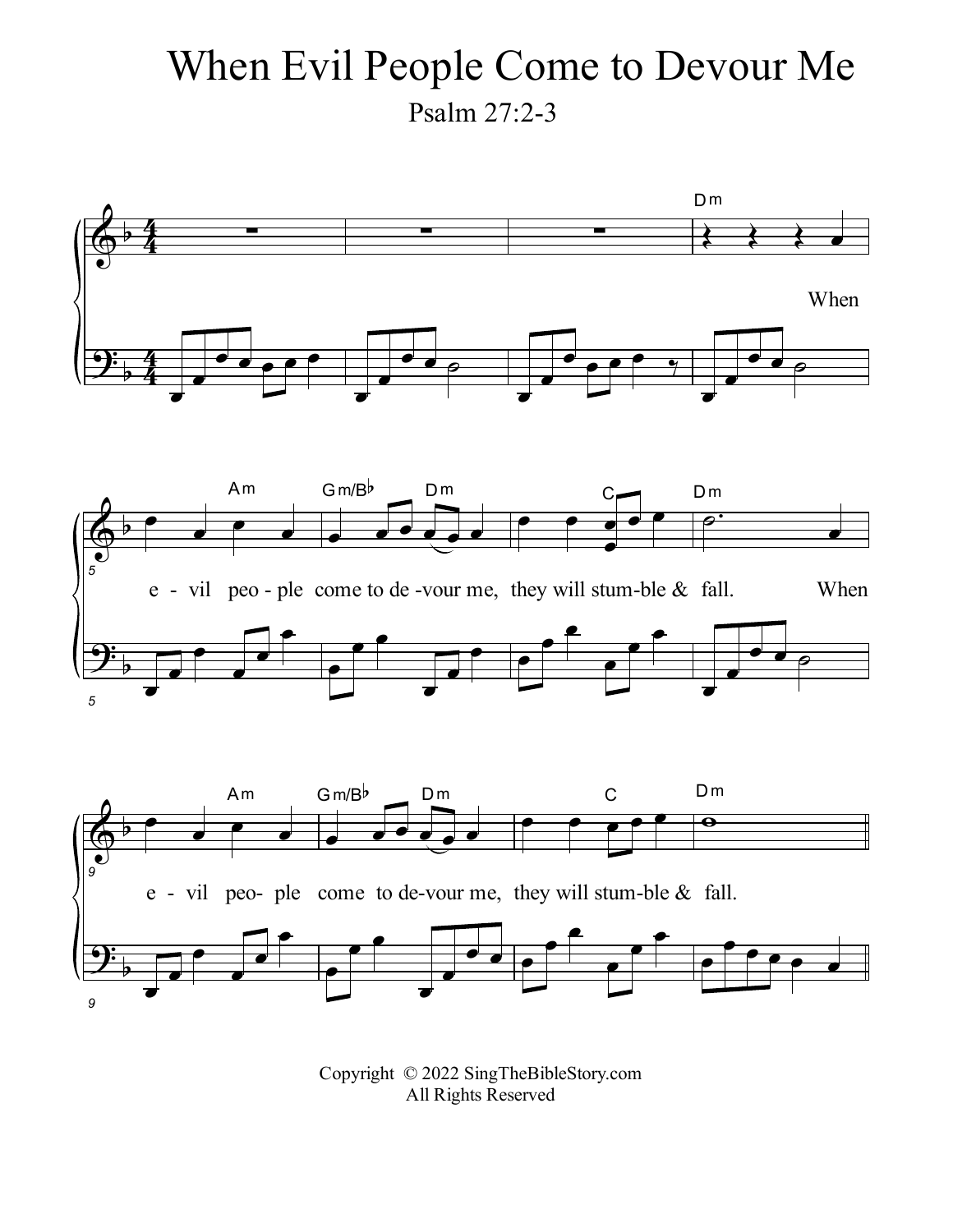# When Evil People Come to Devour Me

Psalm 27:2-3

Copyright © 2022 SingTheBibleStory.com
All Rights Reserved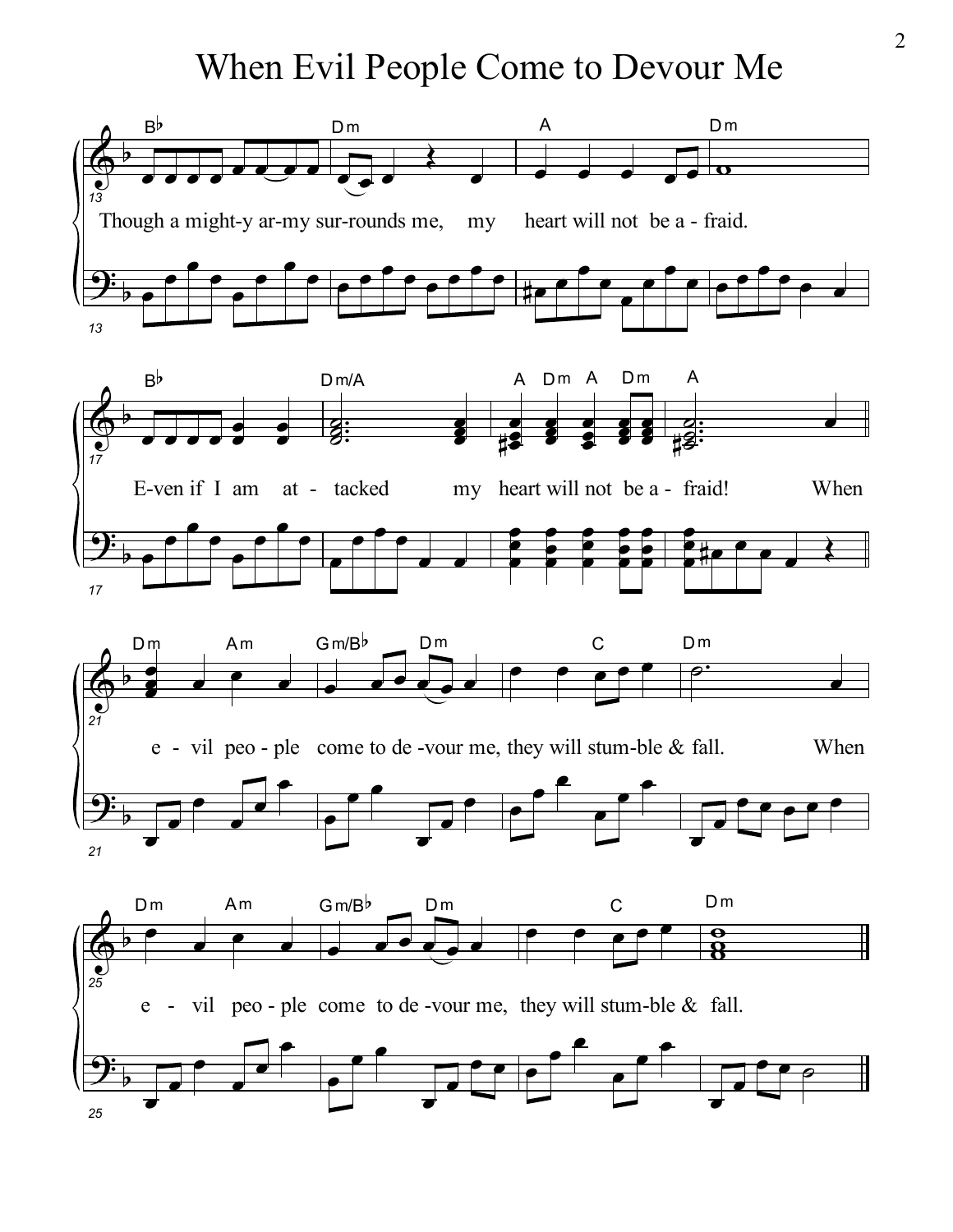# When Evil People Come to Devour Me

Though a might-y ar-my sur-rounds me, my heart will not be a - fraid.

E-ven if I am at - tacked my heart will not be a - fraid! When

e - vil peo - ple come to de -vour me, they will stum-ble & fall. When

e - vil peo - ple come to de -vour me, they will stum-ble & fall.